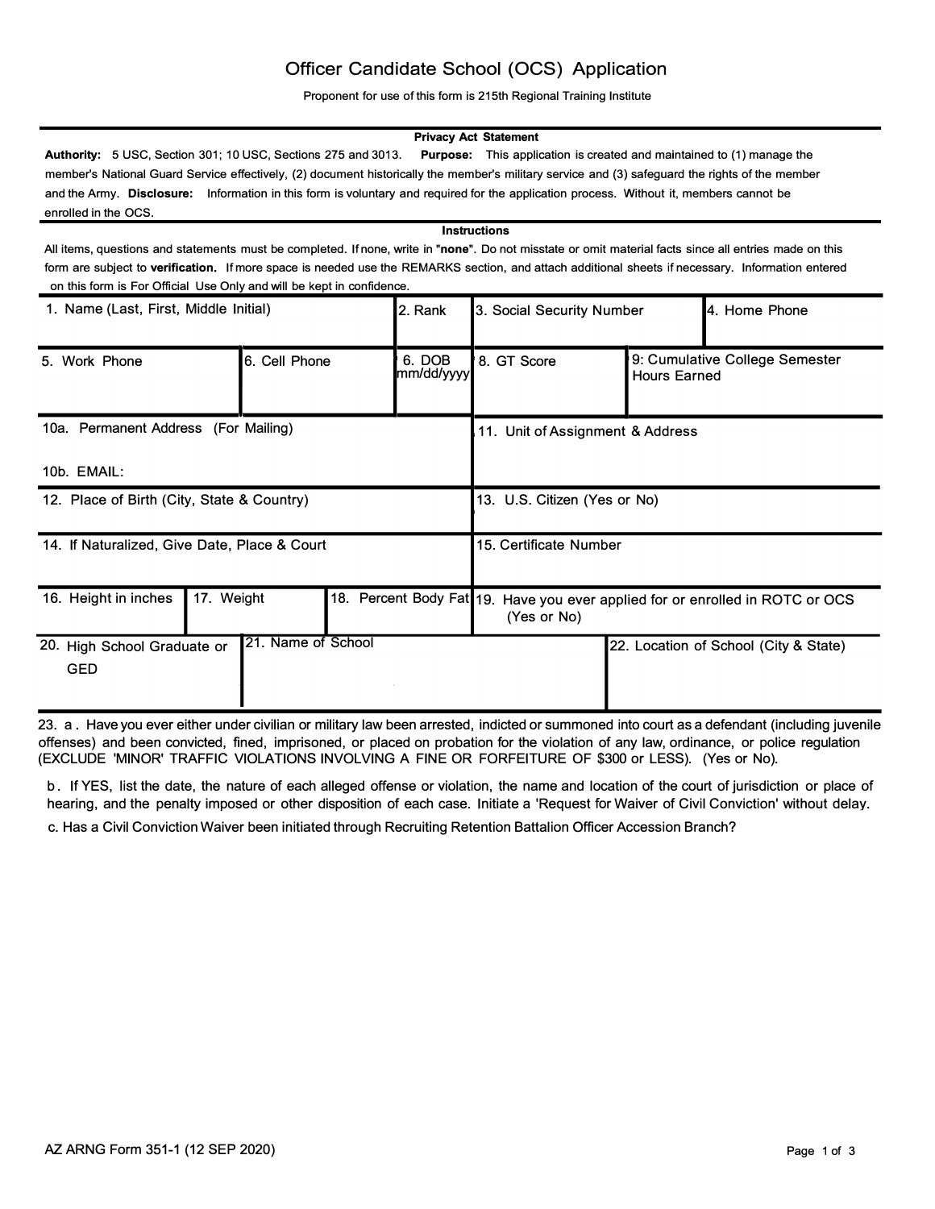# Officer Candidate School (OCS) Application

Proponent for use of this form is 215th Regional Training Institute

**Privacy Act Statement**

**Authority:** 5 USC, Section 301; 10 USC, Sections 275 and 3013. **Purpose:** This application is created and maintained to (1) manage the member's National Guard Service effectively, (2) document historically the member's military service and (3) safeguard the rights of the member and the Army. **Disclosure:** Information in this form is voluntary and required for the application process. Without it, members cannot be enrolled in the OCS.

**Instructions**

All items, questions and statements must be completed. If none, write in "**none**". Do not misstate or omit material facts since all entries made on this form are subject to **verification.** If more space is needed use the REMARKS section, and attach additional sheets if necessary. Information entered on this form is For Official Use Only and will be kept in confidence.

| 1. Name (Last, First, Middle Initial) | 2. Rank | 3. Social Security Number | 4. Home Phone |
|---|---|---|---|
| | | | |

| 5. Work Phone | 6. Cell Phone | 6. DOB mm/dd/yyyy | 8. GT Score | 9: Cumulative College Semester Hours Earned |
|---|---|---|---|---|
| | | | | |

| 10a. Permanent Address (For Mailing) | 11. Unit of Assignment & Address |
|---|---|
| 10b. EMAIL: | |

| 12. Place of Birth (City, State & Country) | 13. U.S. Citizen (Yes or No) |
|---|---|
| | |

| 14. If Naturalized, Give Date, Place & Court | 15. Certificate Number |
|---|---|
| | |

| 16. Height in inches | 17. Weight | 18. Percent Body Fat | 19. Have you ever applied for or enrolled in ROTC or OCS (Yes or No) |
|---|---|---|---|
| | | | |

| 20. High School Graduate or GED | 21. Name of School | 22. Location of School (City & State) |
|---|---|---|
| | | |

23. a. Have you ever either under civilian or military law been arrested, indicted or summoned into court as a defendant (including juvenile offenses) and been convicted, fined, imprisoned, or placed on probation for the violation of any law, ordinance, or police regulation (EXCLUDE 'MINOR' TRAFFIC VIOLATIONS INVOLVING A FINE OR FORFEITURE OF $300 or LESS). (Yes or No).

b. If YES, list the date, the nature of each alleged offense or violation, the name and location of the court of jurisdiction or place of hearing, and the penalty imposed or other disposition of each case. Initiate a 'Request for Waiver of Civil Conviction' without delay.

c. Has a Civil Conviction Waiver been initiated through Recruiting Retention Battalion Officer Accession Branch?

AZ ARNG Form 351-1 (12 SEP 2020)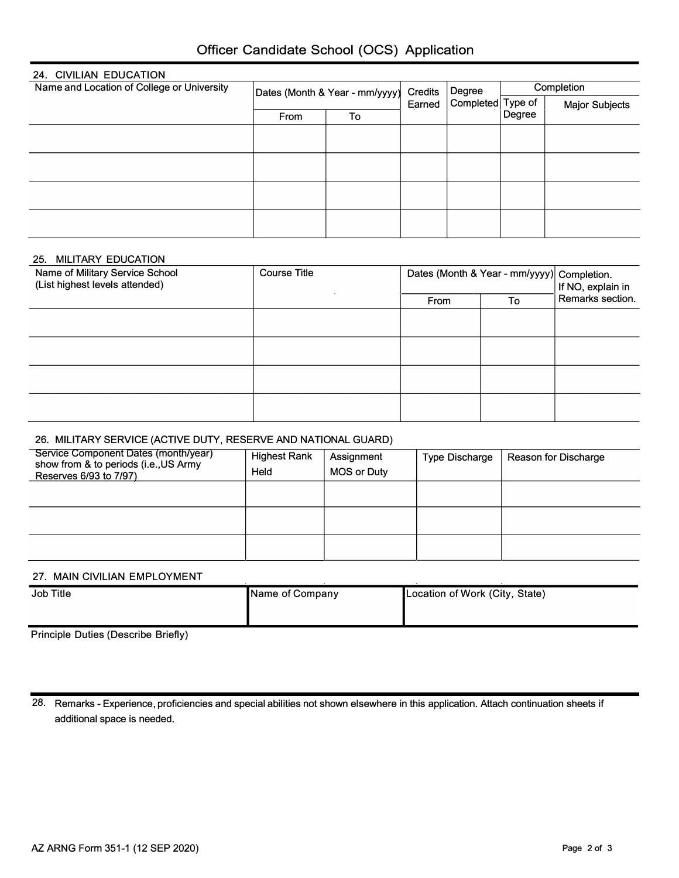# Officer Candidate School (OCS) Application

## 24. CIVILIAN EDUCATION

| Name and Location of College or University | Dates (Month & Year - mm/yyyy) | | Credits Earned | Degree Completed | Completion | |
|---|---|---|---|---|---|---|
| | From | To | | | Type of Degree | Major Subjects |
| | | | | | | |
| | | | | | | |
| | | | | | | |
| | | | | | | |

## 25. MILITARY EDUCATION

| Name of Military Service School (List highest levels attended) | Course Title | Dates (Month & Year - mm/yyyy) | | Completion. If NO, explain in Remarks section. |
|---|---|---|---|---|
| | | From | To | |
| | | | | |
| | | | | |
| | | | | |
| | | | | |

## 26. MILITARY SERVICE (ACTIVE DUTY, RESERVE AND NATIONAL GUARD)

| Service Component Dates (month/year) show from & to periods (i.e.,US Army Reserves 6/93 to 7/97) | Highest Rank Held | Assignment MOS or Duty | Type Discharge | Reason for Discharge |
|---|---|---|---|---|
| | | | | |
| | | | | |
| | | | | |

## 27. MAIN CIVILIAN EMPLOYMENT

| Job Title | Name of Company | Location of Work (City, State) |
|---|---|---|
| | | |

Principle Duties (Describe Briefly)

## 28. Remarks - Experience, proficiencies and special abilities not shown elsewhere in this application. Attach continuation sheets if additional space is needed.

AZ ARNG Form 351-1 (12 SEP 2020)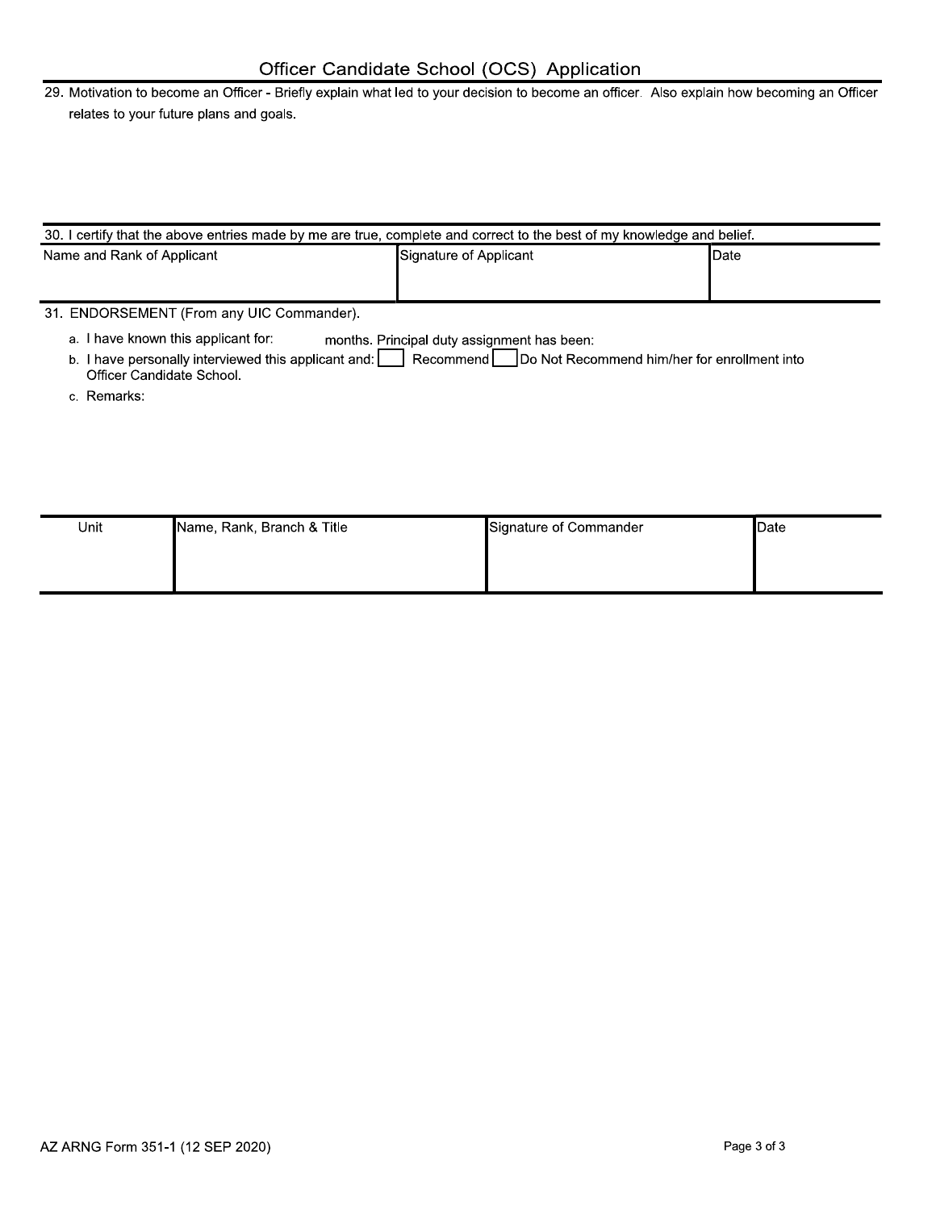# Officer Candidate School (OCS) Application

29. Motivation to become an Officer - Briefly explain what led to your decision to become an officer. Also explain how becoming an Officer relates to your future plans and goals.

30. I certify that the above entries made by me are true, complete and correct to the best of my knowledge and belief.

| Name and Rank of Applicant | Signature of Applicant | Date |
|---|---|---|
| | | |

31. ENDORSEMENT (From any UIC Commander).

a. I have known this applicant for: months. Principal duty assignment has been:

b. I have personally interviewed this applicant and: ☐ Recommend ☐ Do Not Recommend him/her for enrollment into Officer Candidate School.

c. Remarks:

| Unit | Name, Rank, Branch & Title | Signature of Commander | Date |
|---|---|---|---|
| | | | |

AZ ARNG Form 351-1 (12 SEP 2020)